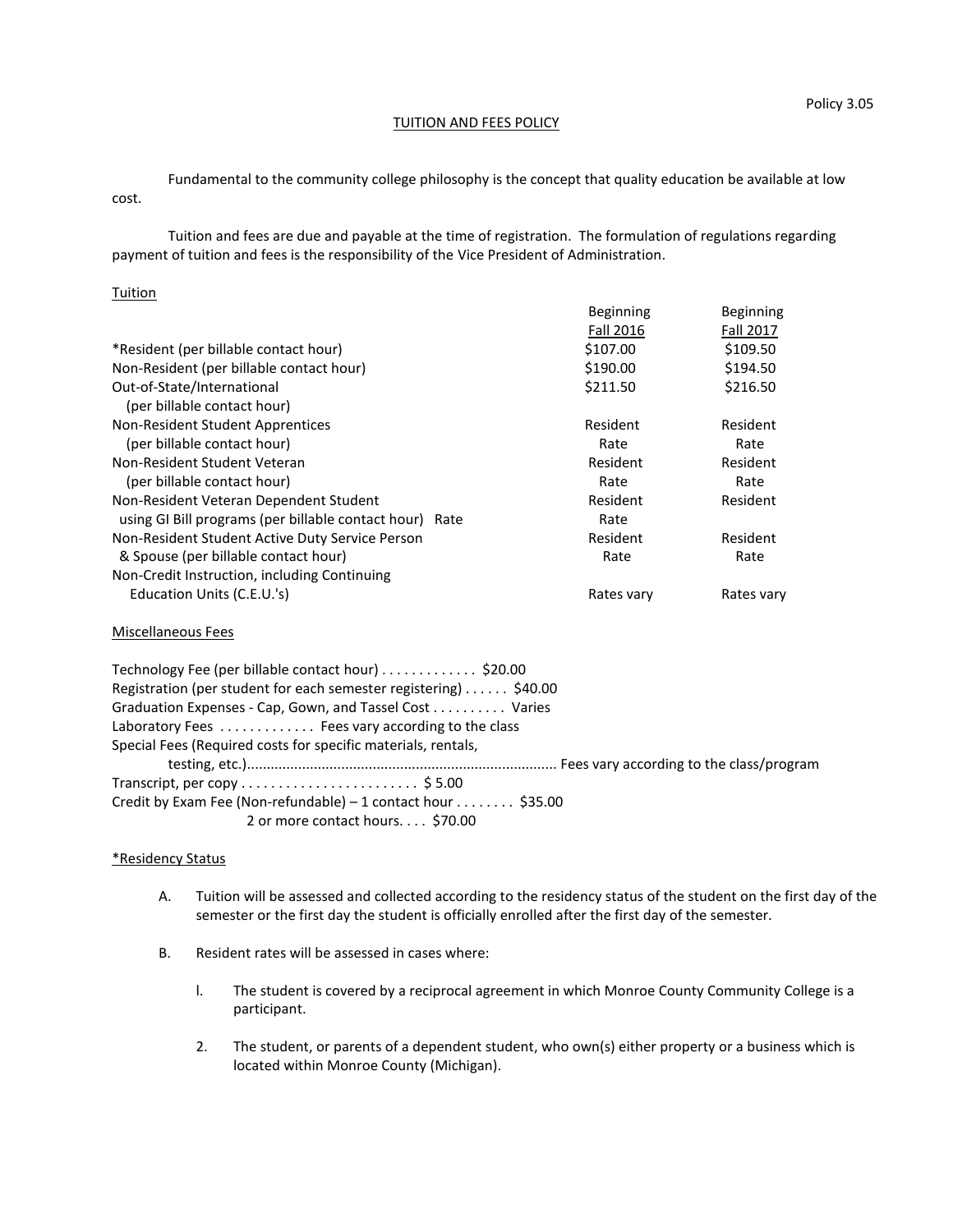Policy 3.05

# TUITION AND FEES POLICY

Fundamental to the community college philosophy is the concept that quality education be available at low cost.

Tuition and fees are due and payable at the time of registration. The formulation of regulations regarding payment of tuition and fees is the responsibility of the Vice President of Administration.

## Tuition

| | Beginning Fall 2016 | Beginning Fall 2017 |
|---|---|---|
| *Resident (per billable contact hour) | $107.00 | $109.50 |
| Non-Resident (per billable contact hour) | $190.00 | $194.50 |
| Out-of-State/International (per billable contact hour) | $211.50 | $216.50 |
| Non-Resident Student Apprentices (per billable contact hour) | Resident Rate | Resident Rate |
| Non-Resident Student Veteran (per billable contact hour) | Resident Rate | Resident Rate |
| Non-Resident Veteran Dependent Student using GI Bill programs (per billable contact hour) Rate | Resident Rate | Resident |
| Non-Resident Student Active Duty Service Person & Spouse (per billable contact hour) | Resident Rate | Resident Rate |
| Non-Credit Instruction, including Continuing Education Units (C.E.U.'s) | Rates vary | Rates vary |

## Miscellaneous Fees

Technology Fee (per billable contact hour) . . . . . . . . . . . . . $20.00
Registration (per student for each semester registering) . . . . . . $40.00
Graduation Expenses - Cap, Gown, and Tassel Cost . . . . . . . . . . Varies
Laboratory Fees . . . . . . . . . . . . . Fees vary according to the class
Special Fees (Required costs for specific materials, rentals, testing, etc.)............................................................................... Fees vary according to the class/program
Transcript, per copy . . . . . . . . . . . . . . . . . . . . . . . . $ 5.00
Credit by Exam Fee (Non-refundable) – 1 contact hour . . . . . . . . $35.00
2 or more contact hours. . . . $70.00

## *Residency Status

A. Tuition will be assessed and collected according to the residency status of the student on the first day of the semester or the first day the student is officially enrolled after the first day of the semester.

B. Resident rates will be assessed in cases where:

   l. The student is covered by a reciprocal agreement in which Monroe County Community College is a participant.

   2. The student, or parents of a dependent student, who own(s) either property or a business which is located within Monroe County (Michigan).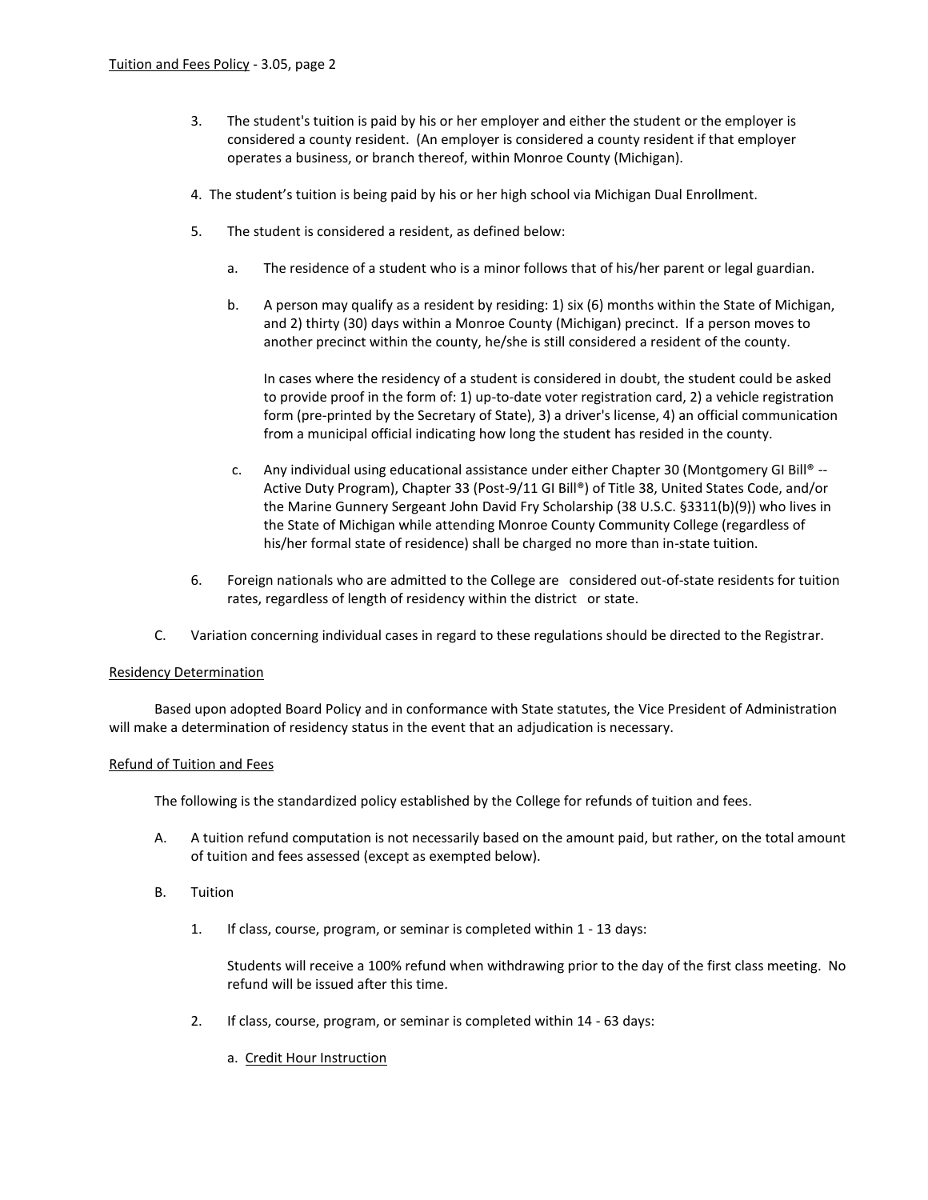3. The student's tuition is paid by his or her employer and either the student or the employer is considered a county resident. (An employer is considered a county resident if that employer operates a business, or branch thereof, within Monroe County (Michigan).

4. The student's tuition is being paid by his or her high school via Michigan Dual Enrollment.

5. The student is considered a resident, as defined below:

   a. The residence of a student who is a minor follows that of his/her parent or legal guardian.

   b. A person may qualify as a resident by residing: 1) six (6) months within the State of Michigan, and 2) thirty (30) days within a Monroe County (Michigan) precinct. If a person moves to another precinct within the county, he/she is still considered a resident of the county.

      In cases where the residency of a student is considered in doubt, the student could be asked to provide proof in the form of: 1) up-to-date voter registration card, 2) a vehicle registration form (pre-printed by the Secretary of State), 3) a driver's license, 4) an official communication from a municipal official indicating how long the student has resided in the county.

   c. Any individual using educational assistance under either Chapter 30 (Montgomery GI Bill® -- Active Duty Program), Chapter 33 (Post-9/11 GI Bill®) of Title 38, United States Code, and/or the Marine Gunnery Sergeant John David Fry Scholarship (38 U.S.C. §3311(b)(9)) who lives in the State of Michigan while attending Monroe County Community College (regardless of his/her formal state of residence) shall be charged no more than in-state tuition.

6. Foreign nationals who are admitted to the College are considered out-of-state residents for tuition rates, regardless of length of residency within the district or state.

C. Variation concerning individual cases in regard to these regulations should be directed to the Registrar.

## Residency Determination

Based upon adopted Board Policy and in conformance with State statutes, the Vice President of Administration will make a determination of residency status in the event that an adjudication is necessary.

## Refund of Tuition and Fees

The following is the standardized policy established by the College for refunds of tuition and fees.

A. A tuition refund computation is not necessarily based on the amount paid, but rather, on the total amount of tuition and fees assessed (except as exempted below).

B. Tuition

1. If class, course, program, or seminar is completed within 1 - 13 days:

   Students will receive a 100% refund when withdrawing prior to the day of the first class meeting. No refund will be issued after this time.

2. If class, course, program, or seminar is completed within 14 - 63 days:

   a. Credit Hour Instruction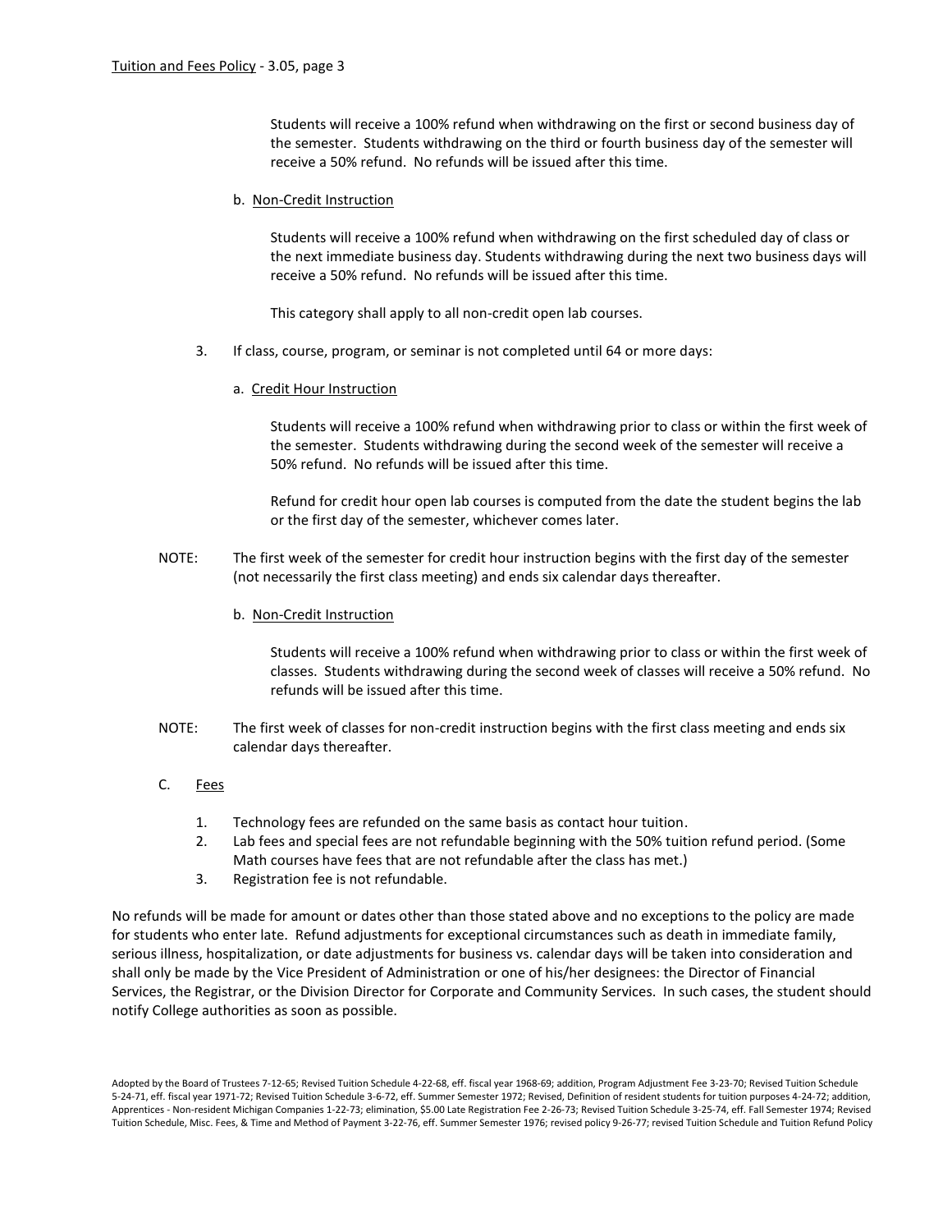Students will receive a 100% refund when withdrawing on the first or second business day of the semester. Students withdrawing on the third or fourth business day of the semester will receive a 50% refund. No refunds will be issued after this time.

b. Non-Credit Instruction

Students will receive a 100% refund when withdrawing on the first scheduled day of class or the next immediate business day. Students withdrawing during the next two business days will receive a 50% refund. No refunds will be issued after this time.

This category shall apply to all non-credit open lab courses.

3. If class, course, program, or seminar is not completed until 64 or more days:

a. Credit Hour Instruction

Students will receive a 100% refund when withdrawing prior to class or within the first week of the semester. Students withdrawing during the second week of the semester will receive a 50% refund. No refunds will be issued after this time.

Refund for credit hour open lab courses is computed from the date the student begins the lab or the first day of the semester, whichever comes later.

NOTE: The first week of the semester for credit hour instruction begins with the first day of the semester (not necessarily the first class meeting) and ends six calendar days thereafter.

b. Non-Credit Instruction

Students will receive a 100% refund when withdrawing prior to class or within the first week of classes. Students withdrawing during the second week of classes will receive a 50% refund. No refunds will be issued after this time.

NOTE: The first week of classes for non-credit instruction begins with the first class meeting and ends six calendar days thereafter.

C. Fees

1. Technology fees are refunded on the same basis as contact hour tuition.
2. Lab fees and special fees are not refundable beginning with the 50% tuition refund period. (Some Math courses have fees that are not refundable after the class has met.)
3. Registration fee is not refundable.

No refunds will be made for amount or dates other than those stated above and no exceptions to the policy are made for students who enter late. Refund adjustments for exceptional circumstances such as death in immediate family, serious illness, hospitalization, or date adjustments for business vs. calendar days will be taken into consideration and shall only be made by the Vice President of Administration or one of his/her designees: the Director of Financial Services, the Registrar, or the Division Director for Corporate and Community Services. In such cases, the student should notify College authorities as soon as possible.

Adopted by the Board of Trustees 7-12-65; Revised Tuition Schedule 4-22-68, eff. fiscal year 1968-69; addition, Program Adjustment Fee 3-23-70; Revised Tuition Schedule 5-24-71, eff. fiscal year 1971-72; Revised Tuition Schedule 3-6-72, eff. Summer Semester 1972; Revised, Definition of resident students for tuition purposes 4-24-72; addition, Apprentices - Non-resident Michigan Companies 1-22-73; elimination, $5.00 Late Registration Fee 2-26-73; Revised Tuition Schedule 3-25-74, eff. Fall Semester 1974; Revised Tuition Schedule, Misc. Fees, & Time and Method of Payment 3-22-76, eff. Summer Semester 1976; revised policy 9-26-77; revised Tuition Schedule and Tuition Refund Policy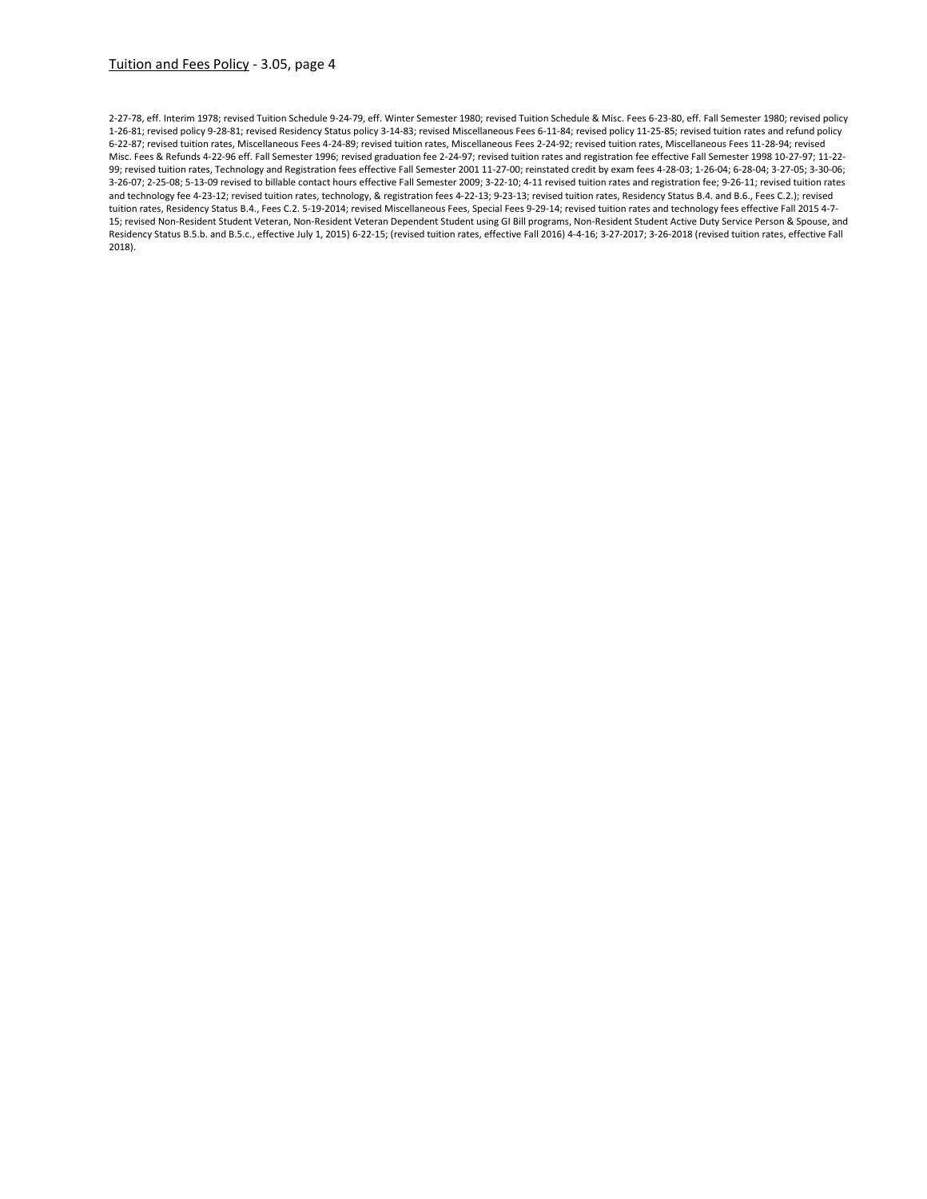2-27-78, eff. Interim 1978; revised Tuition Schedule 9-24-79, eff. Winter Semester 1980; revised Tuition Schedule & Misc. Fees 6-23-80, eff. Fall Semester 1980; revised policy 1-26-81; revised policy 9-28-81; revised Residency Status policy 3-14-83; revised Miscellaneous Fees 6-11-84; revised policy 11-25-85; revised tuition rates and refund policy 6-22-87; revised tuition rates, Miscellaneous Fees 4-24-89; revised tuition rates, Miscellaneous Fees 2-24-92; revised tuition rates, Miscellaneous Fees 11-28-94; revised Misc. Fees & Refunds 4-22-96 eff. Fall Semester 1996; revised graduation fee 2-24-97; revised tuition rates and registration fee effective Fall Semester 1998 10-27-97; 11-22-99; revised tuition rates, Technology and Registration fees effective Fall Semester 2001 11-27-00; reinstated credit by exam fees 4-28-03; 1-26-04; 6-28-04; 3-27-05; 3-30-06; 3-26-07; 2-25-08; 5-13-09 revised to billable contact hours effective Fall Semester 2009; 3-22-10; 4-11 revised tuition rates and registration fee; 9-26-11; revised tuition rates and technology fee 4-23-12; revised tuition rates, technology, & registration fees 4-22-13; 9-23-13; revised tuition rates, Residency Status B.4. and B.6., Fees C.2.); revised tuition rates, Residency Status B.4., Fees C.2. 5-19-2014; revised Miscellaneous Fees, Special Fees 9-29-14; revised tuition rates and technology fees effective Fall 2015 4-7-15; revised Non-Resident Student Veteran, Non-Resident Veteran Dependent Student using GI Bill programs, Non-Resident Student Active Duty Service Person & Spouse, and Residency Status B.5.b. and B.5.c., effective July 1, 2015) 6-22-15; (revised tuition rates, effective Fall 2016) 4-4-16; 3-27-2017; 3-26-2018 (revised tuition rates, effective Fall 2018).